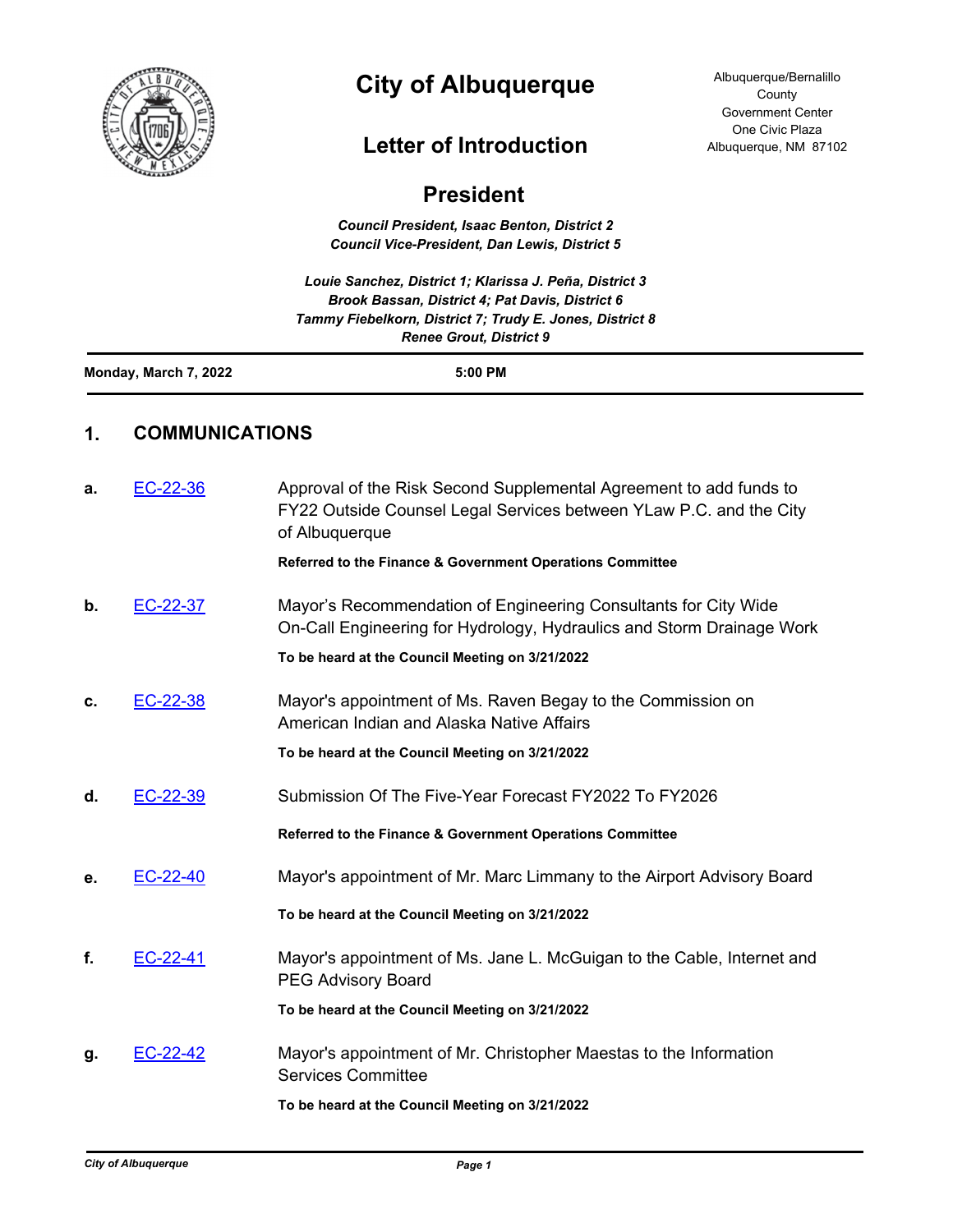# City of Albuquerque

Albuquerque/Bernalillo County Government Center
One Civic Plaza
Albuquerque, NM 87102

## Letter of Introduction

## President

*Council President, Isaac Benton, District 2*
*Council Vice-President, Dan Lewis, District 5*

*Louie Sanchez, District 1; Klarissa J. Peña, District 3*
*Brook Bassan, District 4; Pat Davis, District 6*
*Tammy Fiebelkorn, District 7; Trudy E. Jones, District 8*
*Renee Grout, District 9*

**Monday, March 7, 2022** **5:00 PM**

## 1. COMMUNICATIONS

**a.** EC-22-36 Approval of the Risk Second Supplemental Agreement to add funds to FY22 Outside Counsel Legal Services between YLaw P.C. and the City of Albuquerque

**Referred to the Finance & Government Operations Committee**

**b.** EC-22-37 Mayor's Recommendation of Engineering Consultants for City Wide On-Call Engineering for Hydrology, Hydraulics and Storm Drainage Work

**To be heard at the Council Meeting on 3/21/2022**

**c.** EC-22-38 Mayor's appointment of Ms. Raven Begay to the Commission on American Indian and Alaska Native Affairs

**To be heard at the Council Meeting on 3/21/2022**

**d.** EC-22-39 Submission Of The Five-Year Forecast FY2022 To FY2026

**Referred to the Finance & Government Operations Committee**

**e.** EC-22-40 Mayor's appointment of Mr. Marc Limmany to the Airport Advisory Board

**To be heard at the Council Meeting on 3/21/2022**

**f.** EC-22-41 Mayor's appointment of Ms. Jane L. McGuigan to the Cable, Internet and PEG Advisory Board

**To be heard at the Council Meeting on 3/21/2022**

**g.** EC-22-42 Mayor's appointment of Mr. Christopher Maestas to the Information Services Committee

**To be heard at the Council Meeting on 3/21/2022**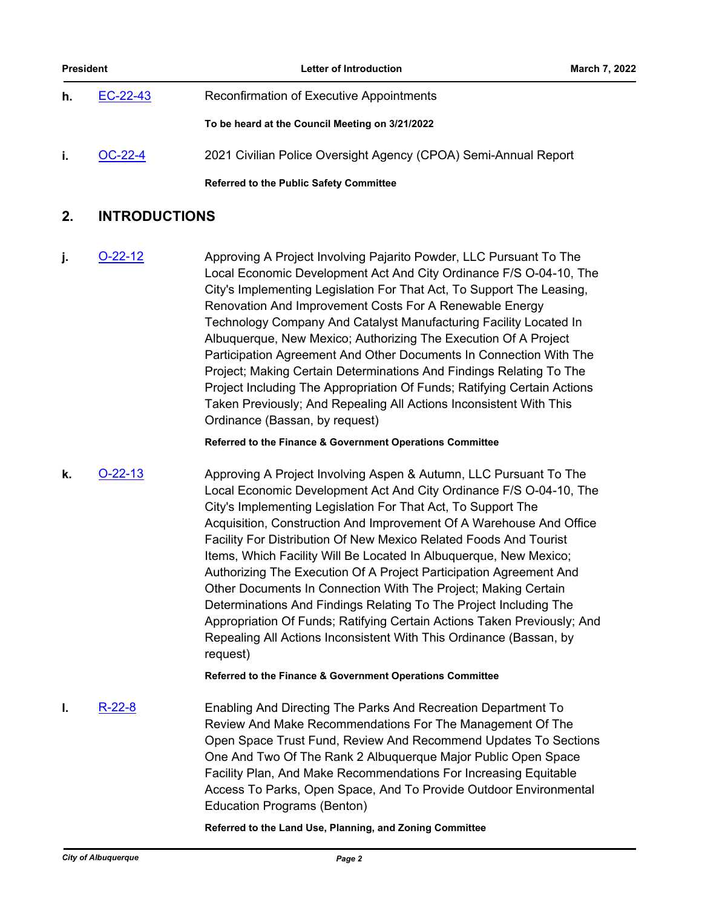**h.** EC-22-43 Reconfirmation of Executive Appointments

**To be heard at the Council Meeting on 3/21/2022**

**i.** OC-22-4 2021 Civilian Police Oversight Agency (CPOA) Semi-Annual Report

**Referred to the Public Safety Committee**

## 2. INTRODUCTIONS

**j.** O-22-12 Approving A Project Involving Pajarito Powder, LLC Pursuant To The Local Economic Development Act And City Ordinance F/S O-04-10, The City's Implementing Legislation For That Act, To Support The Leasing, Renovation And Improvement Costs For A Renewable Energy Technology Company And Catalyst Manufacturing Facility Located In Albuquerque, New Mexico; Authorizing The Execution Of A Project Participation Agreement And Other Documents In Connection With The Project; Making Certain Determinations And Findings Relating To The Project Including The Appropriation Of Funds; Ratifying Certain Actions Taken Previously; And Repealing All Actions Inconsistent With This Ordinance (Bassan, by request)

**Referred to the Finance & Government Operations Committee**

**k.** O-22-13 Approving A Project Involving Aspen & Autumn, LLC Pursuant To The Local Economic Development Act And City Ordinance F/S O-04-10, The City's Implementing Legislation For That Act, To Support The Acquisition, Construction And Improvement Of A Warehouse And Office Facility For Distribution Of New Mexico Related Foods And Tourist Items, Which Facility Will Be Located In Albuquerque, New Mexico; Authorizing The Execution Of A Project Participation Agreement And Other Documents In Connection With The Project; Making Certain Determinations And Findings Relating To The Project Including The Appropriation Of Funds; Ratifying Certain Actions Taken Previously; And Repealing All Actions Inconsistent With This Ordinance (Bassan, by request)

**Referred to the Finance & Government Operations Committee**

**l.** R-22-8 Enabling And Directing The Parks And Recreation Department To Review And Make Recommendations For The Management Of The Open Space Trust Fund, Review And Recommend Updates To Sections One And Two Of The Rank 2 Albuquerque Major Public Open Space Facility Plan, And Make Recommendations For Increasing Equitable Access To Parks, Open Space, And To Provide Outdoor Environmental Education Programs (Benton)

**Referred to the Land Use, Planning, and Zoning Committee**